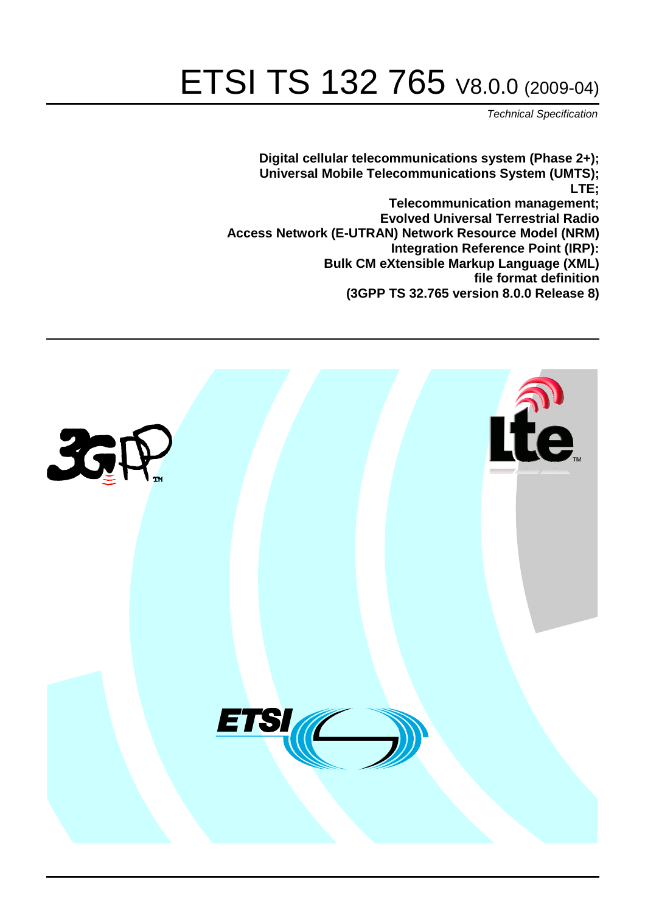# ETSI TS 132 765 V8.0.0 (2009-04)

*Technical Specification*

**Digital cellular telecommunications system (Phase 2+);**
**Universal Mobile Telecommunications System (UMTS);**
**LTE;**
**Telecommunication management;**
**Evolved Universal Terrestrial Radio**
**Access Network (E-UTRAN) Network Resource Model (NRM)**
**Integration Reference Point (IRP):**
**Bulk CM eXtensible Markup Language (XML)**
**file format definition**
**(3GPP TS 32.765 version 8.0.0 Release 8)**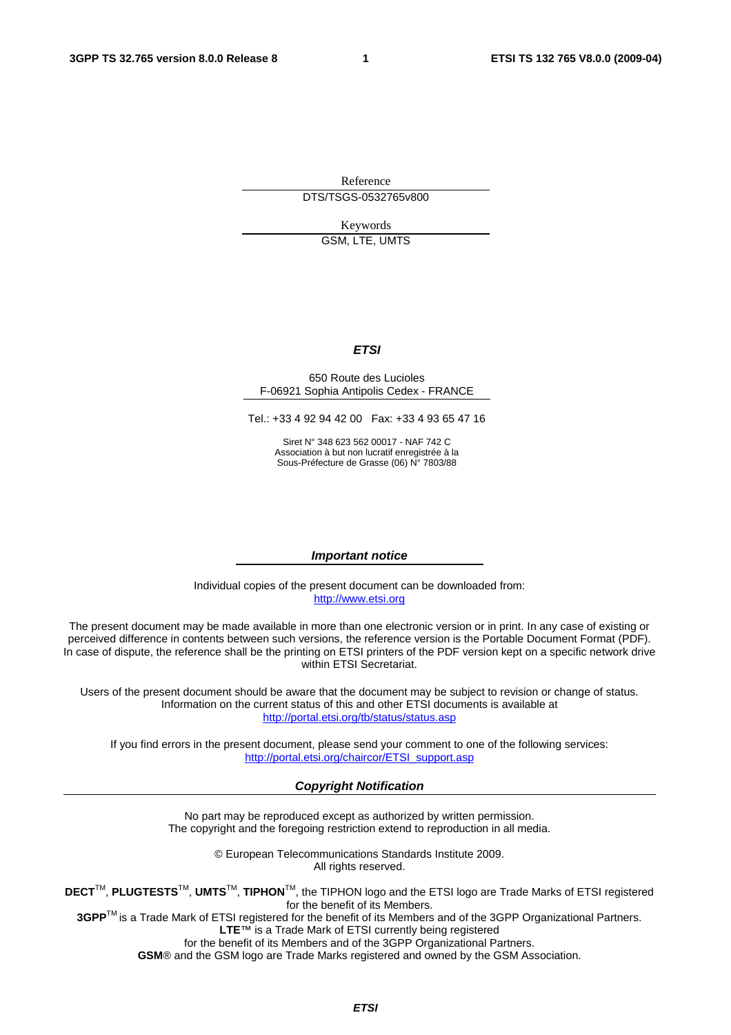Reference

DTS/TSGS-0532765v800

Keywords

GSM, LTE, UMTS

***ETSI***

650 Route des Lucioles
F-06921 Sophia Antipolis Cedex - FRANCE

Tel.: +33 4 92 94 42 00 Fax: +33 4 93 65 47 16

Siret N° 348 623 562 00017 - NAF 742 C
Association à but non lucratif enregistrée à la
Sous-Préfecture de Grasse (06) N° 7803/88

***Important notice***

Individual copies of the present document can be downloaded from:
http://www.etsi.org

The present document may be made available in more than one electronic version or in print. In any case of existing or perceived difference in contents between such versions, the reference version is the Portable Document Format (PDF). In case of dispute, the reference shall be the printing on ETSI printers of the PDF version kept on a specific network drive within ETSI Secretariat.

Users of the present document should be aware that the document may be subject to revision or change of status. Information on the current status of this and other ETSI documents is available at
http://portal.etsi.org/tb/status/status.asp

If you find errors in the present document, please send your comment to one of the following services:
http://portal.etsi.org/chaircor/ETSI_support.asp

***Copyright Notification***

No part may be reproduced except as authorized by written permission.
The copyright and the foregoing restriction extend to reproduction in all media.

© European Telecommunications Standards Institute 2009.
All rights reserved.

**DECT**™, **PLUGTESTS**™, **UMTS**™, **TIPHON**™, the TIPHON logo and the ETSI logo are Trade Marks of ETSI registered for the benefit of its Members.
**3GPP**™ is a Trade Mark of ETSI registered for the benefit of its Members and of the 3GPP Organizational Partners.
**LTE**™ is a Trade Mark of ETSI currently being registered
for the benefit of its Members and of the 3GPP Organizational Partners.
**GSM**® and the GSM logo are Trade Marks registered and owned by the GSM Association.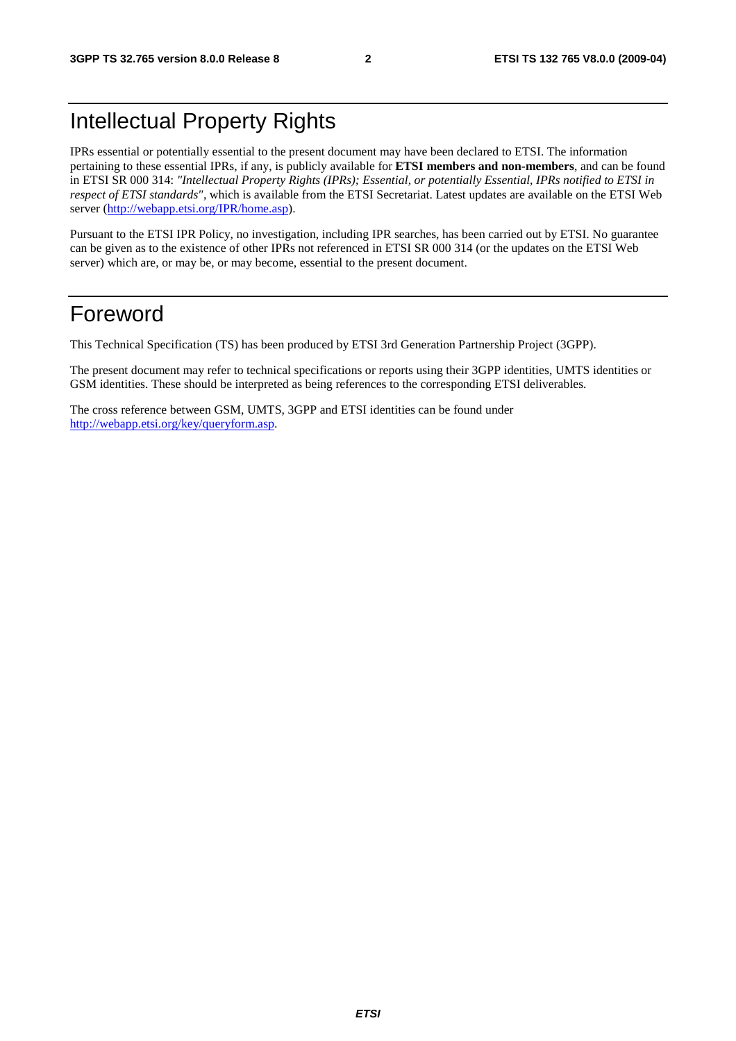# Intellectual Property Rights

IPRs essential or potentially essential to the present document may have been declared to ETSI. The information pertaining to these essential IPRs, if any, is publicly available for **ETSI members and non-members**, and can be found in ETSI SR 000 314: *"Intellectual Property Rights (IPRs); Essential, or potentially Essential, IPRs notified to ETSI in respect of ETSI standards"*, which is available from the ETSI Secretariat. Latest updates are available on the ETSI Web server (http://webapp.etsi.org/IPR/home.asp).

Pursuant to the ETSI IPR Policy, no investigation, including IPR searches, has been carried out by ETSI. No guarantee can be given as to the existence of other IPRs not referenced in ETSI SR 000 314 (or the updates on the ETSI Web server) which are, or may be, or may become, essential to the present document.

# Foreword

This Technical Specification (TS) has been produced by ETSI 3rd Generation Partnership Project (3GPP).

The present document may refer to technical specifications or reports using their 3GPP identities, UMTS identities or GSM identities. These should be interpreted as being references to the corresponding ETSI deliverables.

The cross reference between GSM, UMTS, 3GPP and ETSI identities can be found under http://webapp.etsi.org/key/queryform.asp.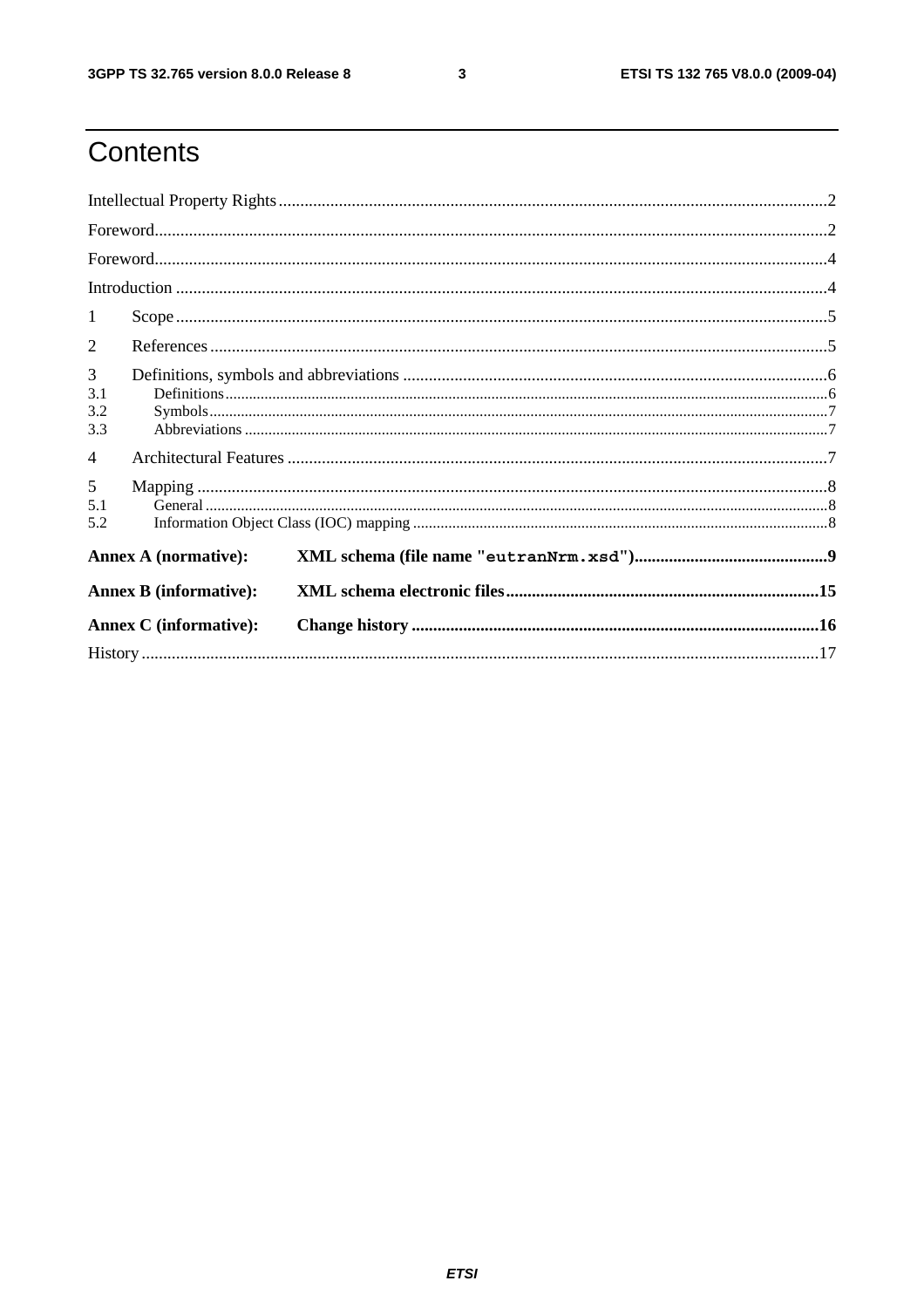# Contents

Intellectual Property Rights ..................................................................................................................................2

Foreword...............................................................................................................................................................2

Foreword...............................................................................................................................................................4

Introduction ..........................................................................................................................................................4

1 Scope ................................................................................................................................................................5

2 References ........................................................................................................................................................5

3 Definitions, symbols and abbreviations ...........................................................................................................6

3.1 Definitions ......................................................................................................................................................6

3.2 Symbols ..........................................................................................................................................................7

3.3 Abbreviations .................................................................................................................................................7

4 Architectural Features .....................................................................................................................................7

5 Mapping ...........................................................................................................................................................8

5.1 General ...........................................................................................................................................................8

5.2 Information Object Class (IOC) mapping ......................................................................................................8

**Annex A (normative): XML schema (file name "eutranNrm.xsd")............................................9**

**Annex B (informative): XML schema electronic files.........................................................................15**

**Annex C (informative): Change history ..............................................................................................16**

History .................................................................................................................................................................17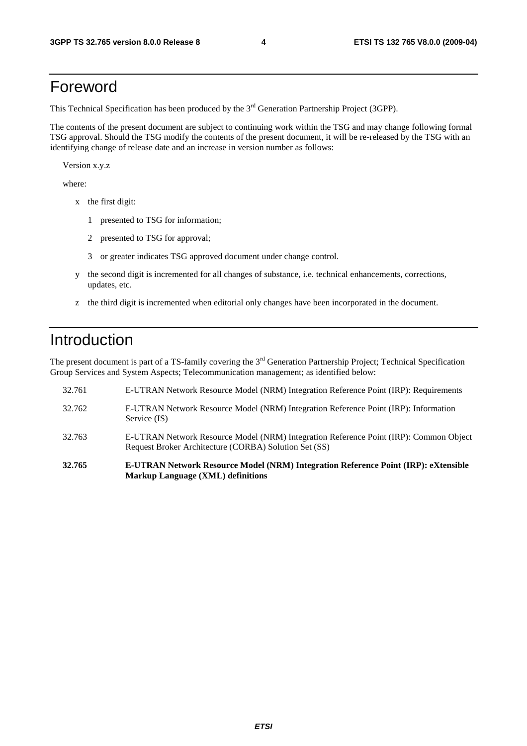# Foreword

This Technical Specification has been produced by the 3rd Generation Partnership Project (3GPP).

The contents of the present document are subject to continuing work within the TSG and may change following formal TSG approval. Should the TSG modify the contents of the present document, it will be re-released by the TSG with an identifying change of release date and an increase in version number as follows:

Version x.y.z

where:

- x the first digit:
  - 1 presented to TSG for information;
  - 2 presented to TSG for approval;
  - 3 or greater indicates TSG approved document under change control.
- y the second digit is incremented for all changes of substance, i.e. technical enhancements, corrections, updates, etc.
- z the third digit is incremented when editorial only changes have been incorporated in the document.

# Introduction

The present document is part of a TS-family covering the 3rd Generation Partnership Project; Technical Specification Group Services and System Aspects; Telecommunication management; as identified below:

| | |
|---|---|
| 32.761 | E-UTRAN Network Resource Model (NRM) Integration Reference Point (IRP): Requirements |
| 32.762 | E-UTRAN Network Resource Model (NRM) Integration Reference Point (IRP): Information Service (IS) |
| 32.763 | E-UTRAN Network Resource Model (NRM) Integration Reference Point (IRP): Common Object Request Broker Architecture (CORBA) Solution Set (SS) |
| **32.765** | **E-UTRAN Network Resource Model (NRM) Integration Reference Point (IRP): eXtensible Markup Language (XML) definitions** |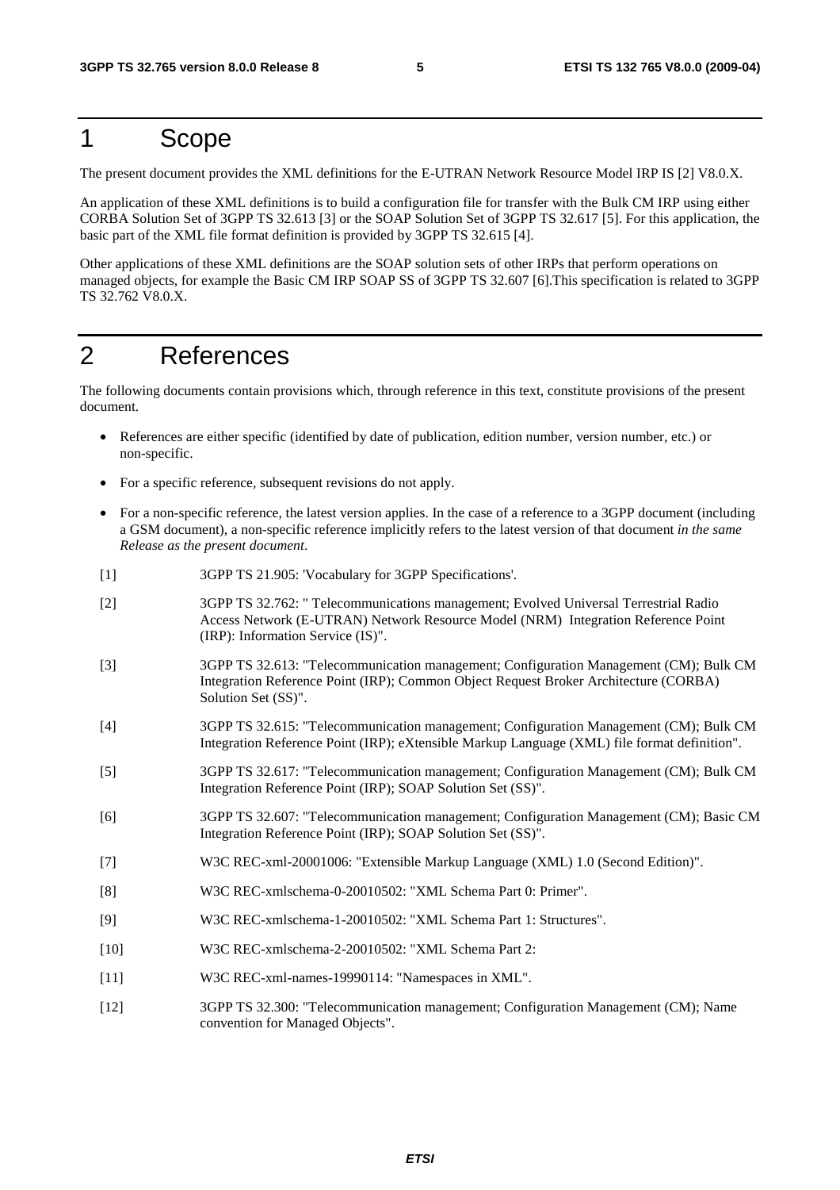# 1 Scope

The present document provides the XML definitions for the E-UTRAN Network Resource Model IRP IS [2] V8.0.X.

An application of these XML definitions is to build a configuration file for transfer with the Bulk CM IRP using either CORBA Solution Set of 3GPP TS 32.613 [3] or the SOAP Solution Set of 3GPP TS 32.617 [5]. For this application, the basic part of the XML file format definition is provided by 3GPP TS 32.615 [4].

Other applications of these XML definitions are the SOAP solution sets of other IRPs that perform operations on managed objects, for example the Basic CM IRP SOAP SS of 3GPP TS 32.607 [6].This specification is related to 3GPP TS 32.762 V8.0.X.

# 2 References

The following documents contain provisions which, through reference in this text, constitute provisions of the present document.

- References are either specific (identified by date of publication, edition number, version number, etc.) or non-specific.
- For a specific reference, subsequent revisions do not apply.
- For a non-specific reference, the latest version applies. In the case of a reference to a 3GPP document (including a GSM document), a non-specific reference implicitly refers to the latest version of that document *in the same Release as the present document*.

[1] 3GPP TS 21.905: 'Vocabulary for 3GPP Specifications'.

[2] 3GPP TS 32.762: " Telecommunications management; Evolved Universal Terrestrial Radio Access Network (E-UTRAN) Network Resource Model (NRM) Integration Reference Point (IRP): Information Service (IS)".

[3] 3GPP TS 32.613: "Telecommunication management; Configuration Management (CM); Bulk CM Integration Reference Point (IRP); Common Object Request Broker Architecture (CORBA) Solution Set (SS)".

[4] 3GPP TS 32.615: "Telecommunication management; Configuration Management (CM); Bulk CM Integration Reference Point (IRP); eXtensible Markup Language (XML) file format definition".

[5] 3GPP TS 32.617: "Telecommunication management; Configuration Management (CM); Bulk CM Integration Reference Point (IRP); SOAP Solution Set (SS)".

[6] 3GPP TS 32.607: "Telecommunication management; Configuration Management (CM); Basic CM Integration Reference Point (IRP); SOAP Solution Set (SS)".

[7] W3C REC-xml-20001006: "Extensible Markup Language (XML) 1.0 (Second Edition)".

[8] W3C REC-xmlschema-0-20010502: "XML Schema Part 0: Primer".

[9] W3C REC-xmlschema-1-20010502: "XML Schema Part 1: Structures".

[10] W3C REC-xmlschema-2-20010502: "XML Schema Part 2:

[11] W3C REC-xml-names-19990114: "Namespaces in XML".

[12] 3GPP TS 32.300: "Telecommunication management; Configuration Management (CM); Name convention for Managed Objects".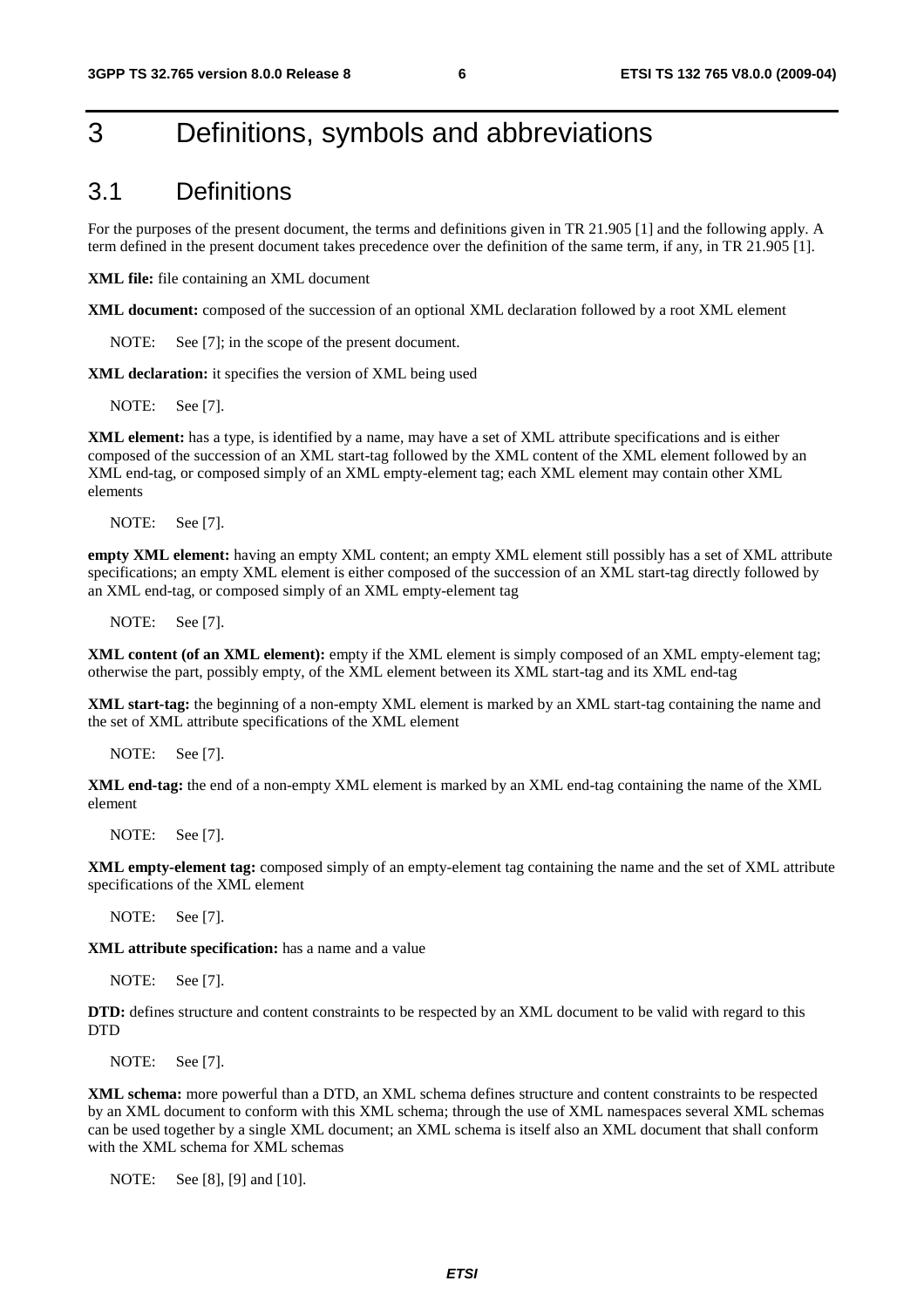# 3 Definitions, symbols and abbreviations

## 3.1 Definitions

For the purposes of the present document, the terms and definitions given in TR 21.905 [1] and the following apply. A term defined in the present document takes precedence over the definition of the same term, if any, in TR 21.905 [1].

**XML file:** file containing an XML document

**XML document:** composed of the succession of an optional XML declaration followed by a root XML element

NOTE: See [7]; in the scope of the present document.

**XML declaration:** it specifies the version of XML being used

NOTE: See [7].

**XML element:** has a type, is identified by a name, may have a set of XML attribute specifications and is either composed of the succession of an XML start-tag followed by the XML content of the XML element followed by an XML end-tag, or composed simply of an XML empty-element tag; each XML element may contain other XML elements

NOTE: See [7].

**empty XML element:** having an empty XML content; an empty XML element still possibly has a set of XML attribute specifications; an empty XML element is either composed of the succession of an XML start-tag directly followed by an XML end-tag, or composed simply of an XML empty-element tag

NOTE: See [7].

**XML content (of an XML element):** empty if the XML element is simply composed of an XML empty-element tag; otherwise the part, possibly empty, of the XML element between its XML start-tag and its XML end-tag

**XML start-tag:** the beginning of a non-empty XML element is marked by an XML start-tag containing the name and the set of XML attribute specifications of the XML element

NOTE: See [7].

**XML end-tag:** the end of a non-empty XML element is marked by an XML end-tag containing the name of the XML element

NOTE: See [7].

**XML empty-element tag:** composed simply of an empty-element tag containing the name and the set of XML attribute specifications of the XML element

NOTE: See [7].

**XML attribute specification:** has a name and a value

NOTE: See [7].

**DTD:** defines structure and content constraints to be respected by an XML document to be valid with regard to this DTD

NOTE: See [7].

**XML schema:** more powerful than a DTD, an XML schema defines structure and content constraints to be respected by an XML document to conform with this XML schema; through the use of XML namespaces several XML schemas can be used together by a single XML document; an XML schema is itself also an XML document that shall conform with the XML schema for XML schemas

NOTE: See [8], [9] and [10].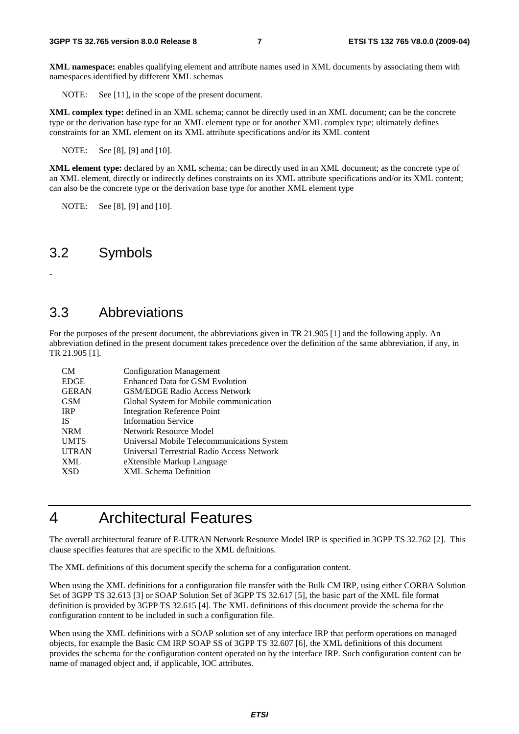**XML namespace:** enables qualifying element and attribute names used in XML documents by associating them with namespaces identified by different XML schemas

NOTE: See [11], in the scope of the present document.

**XML complex type:** defined in an XML schema; cannot be directly used in an XML document; can be the concrete type or the derivation base type for an XML element type or for another XML complex type; ultimately defines constraints for an XML element on its XML attribute specifications and/or its XML content

NOTE: See [8], [9] and [10].

**XML element type:** declared by an XML schema; can be directly used in an XML document; as the concrete type of an XML element, directly or indirectly defines constraints on its XML attribute specifications and/or its XML content; can also be the concrete type or the derivation base type for another XML element type

NOTE: See [8], [9] and [10].

## 3.2 Symbols

-

## 3.3 Abbreviations

For the purposes of the present document, the abbreviations given in TR 21.905 [1] and the following apply. An abbreviation defined in the present document takes precedence over the definition of the same abbreviation, if any, in TR 21.905 [1].

| | |
|---|---|
| CM | Configuration Management |
| EDGE | Enhanced Data for GSM Evolution |
| GERAN | GSM/EDGE Radio Access Network |
| GSM | Global System for Mobile communication |
| IRP | Integration Reference Point |
| IS | Information Service |
| NRM | Network Resource Model |
| UMTS | Universal Mobile Telecommunications System |
| UTRAN | Universal Terrestrial Radio Access Network |
| XML | eXtensible Markup Language |
| XSD | XML Schema Definition |

# 4 Architectural Features

The overall architectural feature of E-UTRAN Network Resource Model IRP is specified in 3GPP TS 32.762 [2]. This clause specifies features that are specific to the XML definitions.

The XML definitions of this document specify the schema for a configuration content.

When using the XML definitions for a configuration file transfer with the Bulk CM IRP, using either CORBA Solution Set of 3GPP TS 32.613 [3] or SOAP Solution Set of 3GPP TS 32.617 [5], the basic part of the XML file format definition is provided by 3GPP TS 32.615 [4]. The XML definitions of this document provide the schema for the configuration content to be included in such a configuration file.

When using the XML definitions with a SOAP solution set of any interface IRP that perform operations on managed objects, for example the Basic CM IRP SOAP SS of 3GPP TS 32.607 [6], the XML definitions of this document provides the schema for the configuration content operated on by the interface IRP. Such configuration content can be name of managed object and, if applicable, IOC attributes.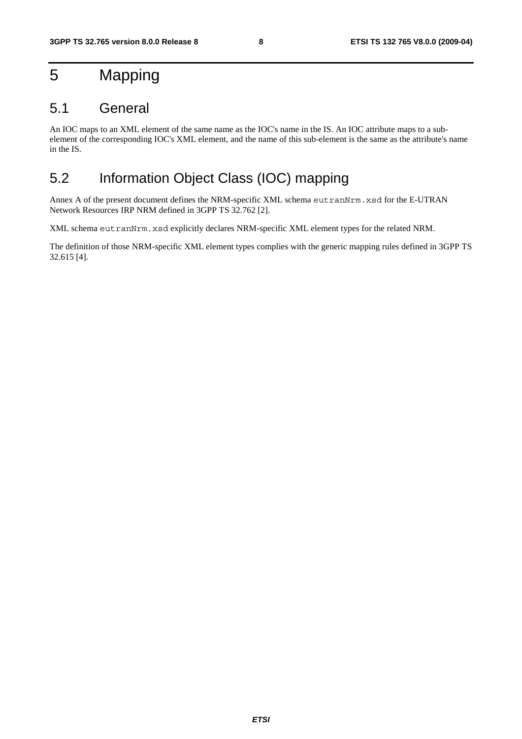# 5 Mapping

## 5.1 General

An IOC maps to an XML element of the same name as the IOC's name in the IS. An IOC attribute maps to a sub-element of the corresponding IOC's XML element, and the name of this sub-element is the same as the attribute's name in the IS.

## 5.2 Information Object Class (IOC) mapping

Annex A of the present document defines the NRM-specific XML schema `eutranNrm.xsd` for the E-UTRAN Network Resources IRP NRM defined in 3GPP TS 32.762 [2].

XML schema `eutranNrm.xsd` explicitly declares NRM-specific XML element types for the related NRM.

The definition of those NRM-specific XML element types complies with the generic mapping rules defined in 3GPP TS 32.615 [4].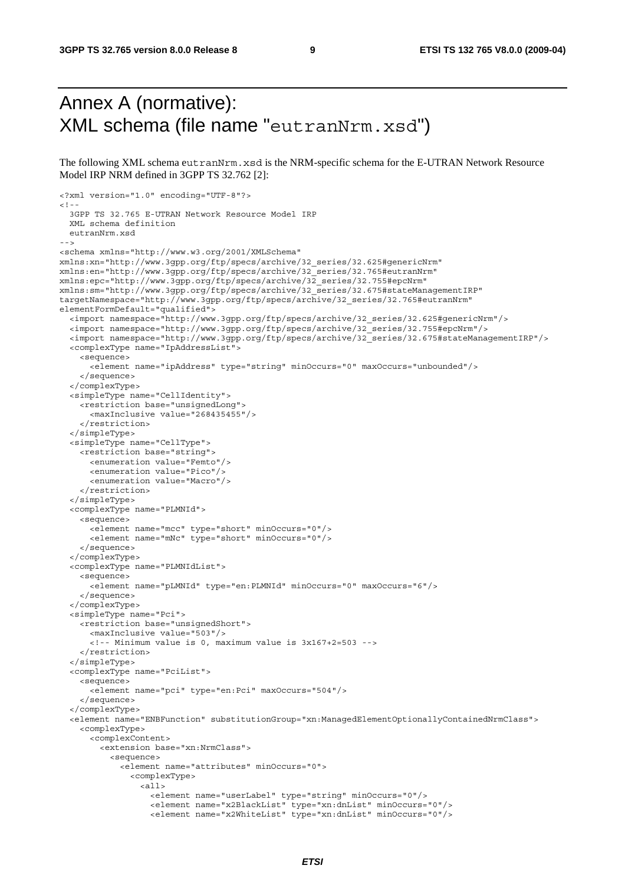# Annex A (normative): XML schema (file name "eutranNrm.xsd")

The following XML schema eutranNrm.xsd is the NRM-specific schema for the E-UTRAN Network Resource Model IRP NRM defined in 3GPP TS 32.762 [2]:

```
<?xml version="1.0" encoding="UTF-8"?>
<!--
  3GPP TS 32.765 E-UTRAN Network Resource Model IRP
  XML schema definition
  eutranNrm.xsd
-->
<schema xmlns="http://www.w3.org/2001/XMLSchema"
xmlns:xn="http://www.3gpp.org/ftp/specs/archive/32_series/32.625#genericNrm"
xmlns:en="http://www.3gpp.org/ftp/specs/archive/32_series/32.765#eutranNrm"
xmlns:epc="http://www.3gpp.org/ftp/specs/archive/32_series/32.755#epcNrm"
xmlns:sm="http://www.3gpp.org/ftp/specs/archive/32_series/32.675#stateManagementIRP"
targetNamespace="http://www.3gpp.org/ftp/specs/archive/32_series/32.765#eutranNrm"
elementFormDefault="qualified">
  <import namespace="http://www.3gpp.org/ftp/specs/archive/32_series/32.625#genericNrm"/>
  <import namespace="http://www.3gpp.org/ftp/specs/archive/32_series/32.755#epcNrm"/>
  <import namespace="http://www.3gpp.org/ftp/specs/archive/32_series/32.675#stateManagementIRP"/>
  <complexType name="IpAddressList">
    <sequence>
      <element name="ipAddress" type="string" minOccurs="0" maxOccurs="unbounded"/>
    </sequence>
  </complexType>
  <simpleType name="CellIdentity">
    <restriction base="unsignedLong">
      <maxInclusive value="268435455"/>
    </restriction>
  </simpleType>
  <simpleType name="CellType">
    <restriction base="string">
      <enumeration value="Femto"/>
      <enumeration value="Pico"/>
      <enumeration value="Macro"/>
    </restriction>
  </simpleType>
  <complexType name="PLMNId">
    <sequence>
      <element name="mcc" type="short" minOccurs="0"/>
      <element name="mNc" type="short" minOccurs="0"/>
    </sequence>
  </complexType>
  <complexType name="PLMNIdList">
    <sequence>
      <element name="pLMNId" type="en:PLMNId" minOccurs="0" maxOccurs="6"/>
    </sequence>
  </complexType>
  <simpleType name="Pci">
    <restriction base="unsignedShort">
      <maxInclusive value="503"/>
      <!-- Minimum value is 0, maximum value is 3x167+2=503 -->
    </restriction>
  </simpleType>
  <complexType name="PciList">
    <sequence>
      <element name="pci" type="en:Pci" maxOccurs="504"/>
    </sequence>
  </complexType>
  <element name="ENBFunction" substitutionGroup="xn:ManagedElementOptionallyContainedNrmClass">
    <complexType>
      <complexContent>
        <extension base="xn:NrmClass">
          <sequence>
            <element name="attributes" minOccurs="0">
              <complexType>
                <all>
                  <element name="userLabel" type="string" minOccurs="0"/>
                  <element name="x2BlackList" type="xn:dnList" minOccurs="0"/>
                  <element name="x2WhiteList" type="xn:dnList" minOccurs="0"/>
```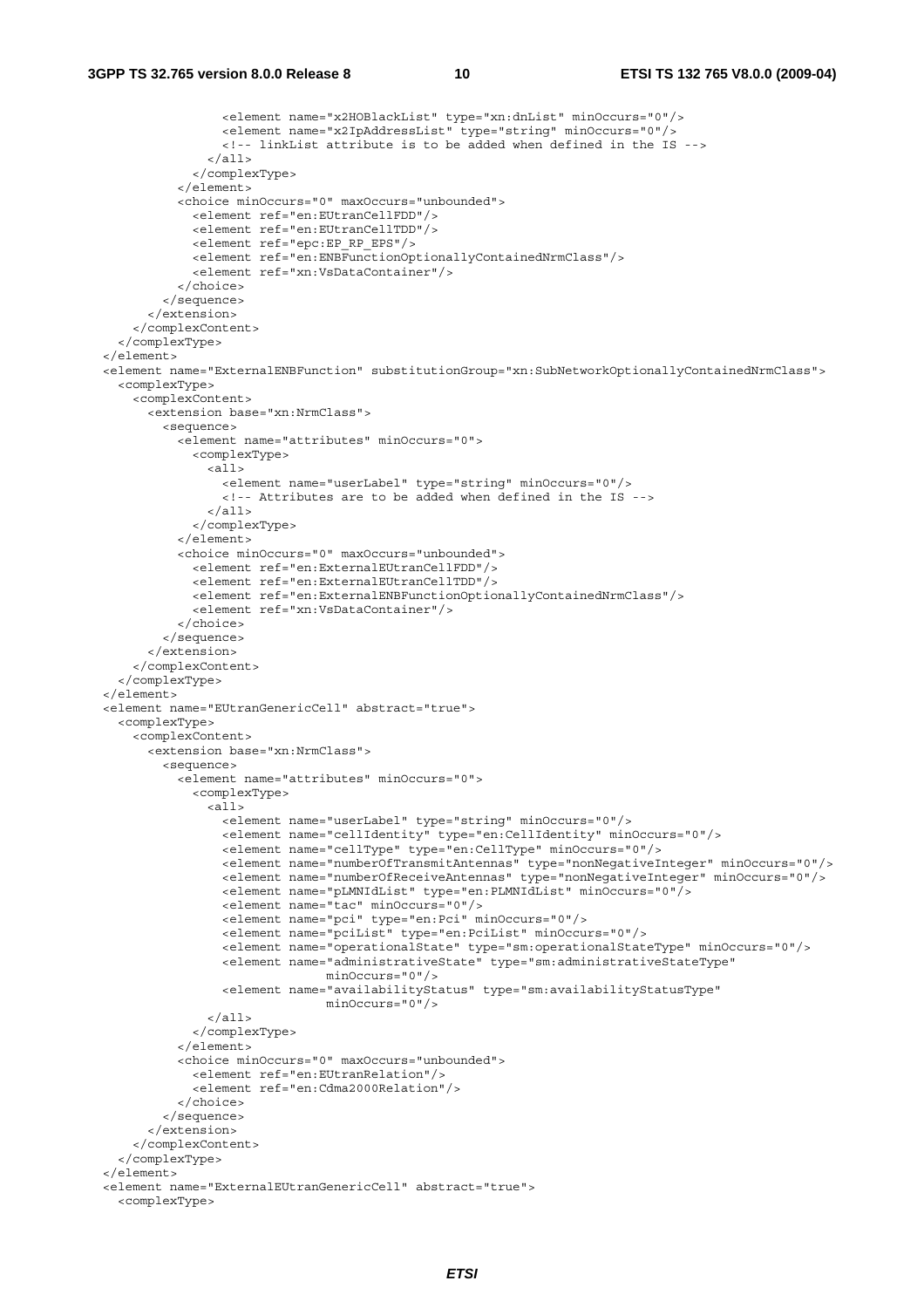```
              <element name="x2HOBlackList" type="xn:dnList" minOccurs="0"/>
              <element name="x2IpAddressList" type="string" minOccurs="0"/>
              <!-- linkList attribute is to be added when defined in the IS -->
            </all>
          </complexType>
        </element>
        <choice minOccurs="0" maxOccurs="unbounded">
          <element ref="en:EUtranCellFDD"/>
          <element ref="en:EUtranCellTDD"/>
          <element ref="epc:EP_RP_EPS"/>
          <element ref="en:ENBFunctionOptionallyContainedNrmClass"/>
          <element ref="xn:VsDataContainer"/>
        </choice>
      </sequence>
    </extension>
  </complexContent>
</complexType>
</element>
<element name="ExternalENBFunction" substitutionGroup="xn:SubNetworkOptionallyContainedNrmClass">
  <complexType>
    <complexContent>
      <extension base="xn:NrmClass">
        <sequence>
          <element name="attributes" minOccurs="0">
            <complexType>
              <all>
                <element name="userLabel" type="string" minOccurs="0"/>
                <!-- Attributes are to be added when defined in the IS -->
              </all>
            </complexType>
          </element>
          <choice minOccurs="0" maxOccurs="unbounded">
            <element ref="en:ExternalEUtranCellFDD"/>
            <element ref="en:ExternalEUtranCellTDD"/>
            <element ref="en:ExternalENBFunctionOptionallyContainedNrmClass"/>
            <element ref="xn:VsDataContainer"/>
          </choice>
        </sequence>
      </extension>
    </complexContent>
  </complexType>
</element>
<element name="EUtranGenericCell" abstract="true">
  <complexType>
    <complexContent>
      <extension base="xn:NrmClass">
        <sequence>
          <element name="attributes" minOccurs="0">
            <complexType>
              <all>
                <element name="userLabel" type="string" minOccurs="0"/>
                <element name="cellIdentity" type="en:CellIdentity" minOccurs="0"/>
                <element name="cellType" type="en:CellType" minOccurs="0"/>
                <element name="numberOfTransmitAntennas" type="nonNegativeInteger" minOccurs="0"/>
                <element name="numberOfReceiveAntennas" type="nonNegativeInteger" minOccurs="0"/>
                <element name="pLMNIdList" type="en:PLMNIdList" minOccurs="0"/>
                <element name="tac" minOccurs="0"/>
                <element name="pci" type="en:Pci" minOccurs="0"/>
                <element name="pciList" type="en:PciList" minOccurs="0"/>
                <element name="operationalState" type="sm:operationalStateType" minOccurs="0"/>
                <element name="administrativeState" type="sm:administrativeStateType"
                          minOccurs="0"/>
                <element name="availabilityStatus" type="sm:availabilityStatusType"
                          minOccurs="0"/>
              </all>
            </complexType>
          </element>
          <choice minOccurs="0" maxOccurs="unbounded">
            <element ref="en:EUtranRelation"/>
            <element ref="en:Cdma2000Relation"/>
          </choice>
        </sequence>
      </extension>
    </complexContent>
  </complexType>
</element>
<element name="ExternalEUtranGenericCell" abstract="true">
  <complexType>
```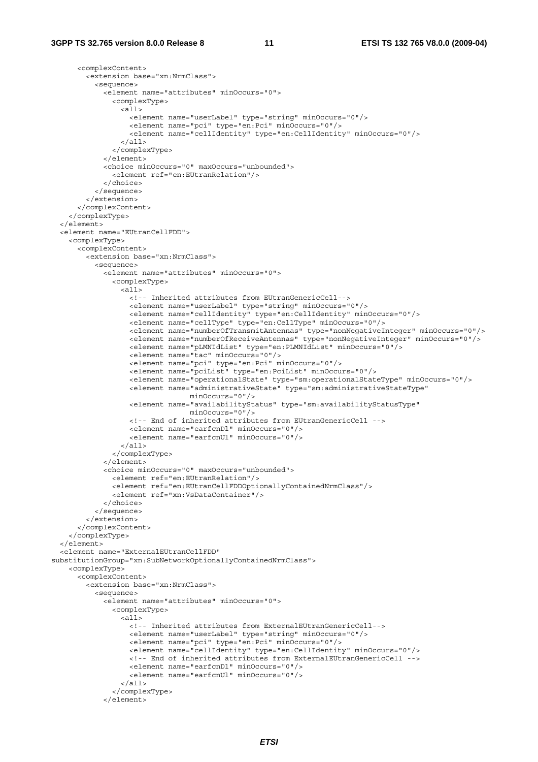```
        <complexContent>
          <extension base="xn:NrmClass">
            <sequence>
              <element name="attributes" minOccurs="0">
                <complexType>
                  <all>
                    <element name="userLabel" type="string" minOccurs="0"/>
                    <element name="pci" type="en:Pci" minOccurs="0"/>
                    <element name="cellIdentity" type="en:CellIdentity" minOccurs="0"/>
                  </all>
                </complexType>
              </element>
              <choice minOccurs="0" maxOccurs="unbounded">
                <element ref="en:EUtranRelation"/>
              </choice>
            </sequence>
          </extension>
        </complexContent>
      </complexType>
    </element>
    <element name="EUtranCellFDD">
      <complexType>
        <complexContent>
          <extension base="xn:NrmClass">
            <sequence>
              <element name="attributes" minOccurs="0">
                <complexType>
                  <all>
                    <!-- Inherited attributes from EUtranGenericCell-->
                    <element name="userLabel" type="string" minOccurs="0"/>
                    <element name="cellIdentity" type="en:CellIdentity" minOccurs="0"/>
                    <element name="cellType" type="en:CellType" minOccurs="0"/>
                    <element name="numberOfTransmitAntennas" type="nonNegativeInteger" minOccurs="0"/>
                    <element name="numberOfReceiveAntennas" type="nonNegativeInteger" minOccurs="0"/>
                    <element name="pLMNIdList" type="en:PLMNIdList" minOccurs="0"/>
                    <element name="tac" minOccurs="0"/>
                    <element name="pci" type="en:Pci" minOccurs="0"/>
                    <element name="pciList" type="en:PciList" minOccurs="0"/>
                    <element name="operationalState" type="sm:operationalStateType" minOccurs="0"/>
                    <element name="administrativeState" type="sm:administrativeStateType"
                                minOccurs="0"/>
                    <element name="availabilityStatus" type="sm:availabilityStatusType"
                                minOccurs="0"/>
                    <!-- End of inherited attributes from EUtranGenericCell -->
                    <element name="earfcnDl" minOccurs="0"/>
                    <element name="earfcnUl" minOccurs="0"/>
                  </all>
                </complexType>
              </element>
              <choice minOccurs="0" maxOccurs="unbounded">
                <element ref="en:EUtranRelation"/>
                <element ref="en:EUtranCellFDDOptionallyContainedNrmClass"/>
                <element ref="xn:VsDataContainer"/>
              </choice>
            </sequence>
          </extension>
        </complexContent>
      </complexType>
    </element>
    <element name="ExternalEUtranCellFDD"
substitutionGroup="xn:SubNetworkOptionallyContainedNrmClass">
      <complexType>
        <complexContent>
          <extension base="xn:NrmClass">
            <sequence>
              <element name="attributes" minOccurs="0">
                <complexType>
                  <all>
                    <!-- Inherited attributes from ExternalEUtranGenericCell-->
                    <element name="userLabel" type="string" minOccurs="0"/>
                    <element name="pci" type="en:Pci" minOccurs="0"/>
                    <element name="cellIdentity" type="en:CellIdentity" minOccurs="0"/>
                    <!-- End of inherited attributes from ExternalEUtranGenericCell -->
                    <element name="earfcnDl" minOccurs="0"/>
                    <element name="earfcnUl" minOccurs="0"/>
                  </all>
                </complexType>
              </element>
```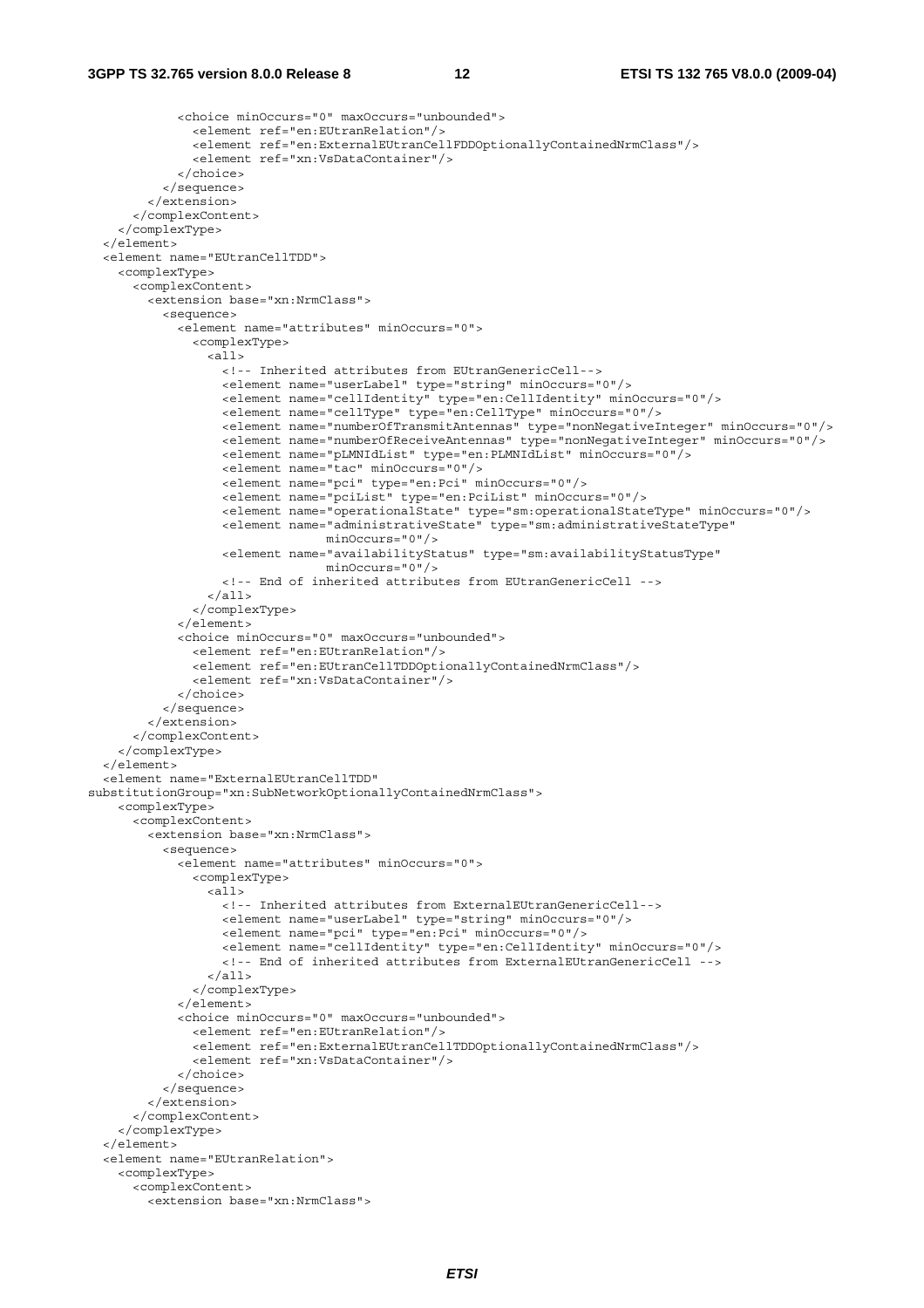```
            <choice minOccurs="0" maxOccurs="unbounded">
              <element ref="en:EUtranRelation"/>
              <element ref="en:ExternalEUtranCellFDDOptionallyContainedNrmClass"/>
              <element ref="xn:VsDataContainer"/>
            </choice>
          </sequence>
        </extension>
      </complexContent>
    </complexType>
  </element>
  <element name="EUtranCellTDD">
    <complexType>
      <complexContent>
        <extension base="xn:NrmClass">
          <sequence>
            <element name="attributes" minOccurs="0">
              <complexType>
                <all>
                  <!-- Inherited attributes from EUtranGenericCell-->
                  <element name="userLabel" type="string" minOccurs="0"/>
                  <element name="cellIdentity" type="en:CellIdentity" minOccurs="0"/>
                  <element name="cellType" type="en:CellType" minOccurs="0"/>
                  <element name="numberOfTransmitAntennas" type="nonNegativeInteger" minOccurs="0"/>
                  <element name="numberOfReceiveAntennas" type="nonNegativeInteger" minOccurs="0"/>
                  <element name="pLMNIdList" type="en:PLMNIdList" minOccurs="0"/>
                  <element name="tac" minOccurs="0"/>
                  <element name="pci" type="en:Pci" minOccurs="0"/>
                  <element name="pciList" type="en:PciList" minOccurs="0"/>
                  <element name="operationalState" type="sm:operationalStateType" minOccurs="0"/>
                  <element name="administrativeState" type="sm:administrativeStateType"
                              minOccurs="0"/>
                  <element name="availabilityStatus" type="sm:availabilityStatusType"
                              minOccurs="0"/>
                  <!-- End of inherited attributes from EUtranGenericCell -->
                </all>
              </complexType>
            </element>
            <choice minOccurs="0" maxOccurs="unbounded">
              <element ref="en:EUtranRelation"/>
              <element ref="en:EUtranCellTDDOptionallyContainedNrmClass"/>
              <element ref="xn:VsDataContainer"/>
            </choice>
          </sequence>
        </extension>
      </complexContent>
    </complexType>
  </element>
  <element name="ExternalEUtranCellTDD"
substitutionGroup="xn:SubNetworkOptionallyContainedNrmClass">
    <complexType>
      <complexContent>
        <extension base="xn:NrmClass">
          <sequence>
            <element name="attributes" minOccurs="0">
              <complexType>
                <all>
                  <!-- Inherited attributes from ExternalEUtranGenericCell-->
                  <element name="userLabel" type="string" minOccurs="0"/>
                  <element name="pci" type="en:Pci" minOccurs="0"/>
                  <element name="cellIdentity" type="en:CellIdentity" minOccurs="0"/>
                  <!-- End of inherited attributes from ExternalEUtranGenericCell -->
                </all>
              </complexType>
            </element>
            <choice minOccurs="0" maxOccurs="unbounded">
              <element ref="en:EUtranRelation"/>
              <element ref="en:ExternalEUtranCellTDDOptionallyContainedNrmClass"/>
              <element ref="xn:VsDataContainer"/>
            </choice>
          </sequence>
        </extension>
      </complexContent>
    </complexType>
  </element>
  <element name="EUtranRelation">
    <complexType>
      <complexContent>
        <extension base="xn:NrmClass">
```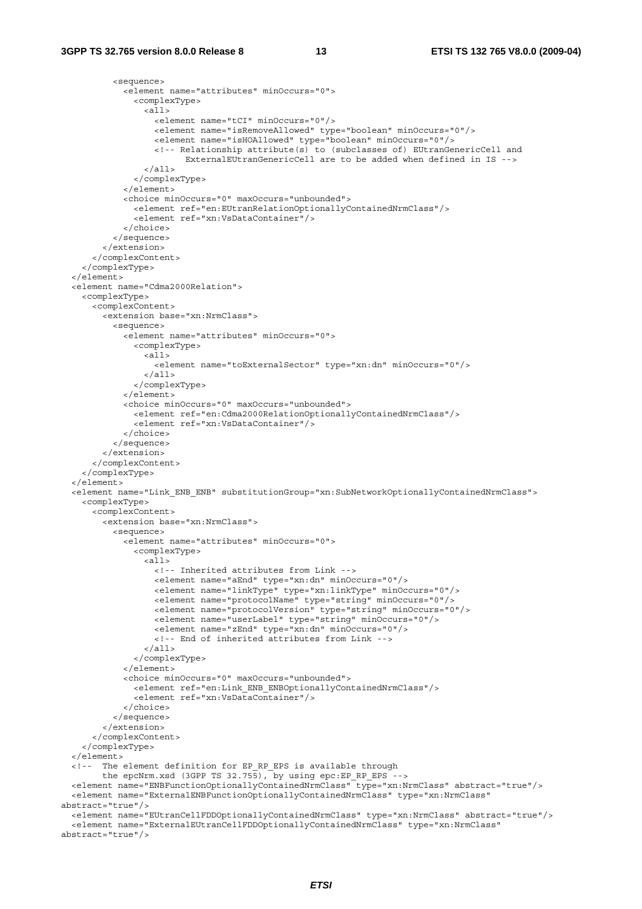```
          <sequence>
            <element name="attributes" minOccurs="0">
              <complexType>
                <all>
                  <element name="tCI" minOccurs="0"/>
                  <element name="isRemoveAllowed" type="boolean" minOccurs="0"/>
                  <element name="isHOAllowed" type="boolean" minOccurs="0"/>
                  <!-- Relationship attribute(s) to (subclasses of) EUtranGenericCell and
                        ExternalEUtranGenericCell are to be added when defined in IS -->
                </all>
              </complexType>
            </element>
            <choice minOccurs="0" maxOccurs="unbounded">
              <element ref="en:EUtranRelationOptionallyContainedNrmClass"/>
              <element ref="xn:VsDataContainer"/>
            </choice>
          </sequence>
        </extension>
      </complexContent>
    </complexType>
  </element>
  <element name="Cdma2000Relation">
    <complexType>
      <complexContent>
        <extension base="xn:NrmClass">
          <sequence>
            <element name="attributes" minOccurs="0">
              <complexType>
                <all>
                  <element name="toExternalSector" type="xn:dn" minOccurs="0"/>
                </all>
              </complexType>
            </element>
            <choice minOccurs="0" maxOccurs="unbounded">
              <element ref="en:Cdma2000RelationOptionallyContainedNrmClass"/>
              <element ref="xn:VsDataContainer"/>
            </choice>
          </sequence>
        </extension>
      </complexContent>
    </complexType>
  </element>
  <element name="Link_ENB_ENB" substitutionGroup="xn:SubNetworkOptionallyContainedNrmClass">
    <complexType>
      <complexContent>
        <extension base="xn:NrmClass">
          <sequence>
            <element name="attributes" minOccurs="0">
              <complexType>
                <all>
                  <!-- Inherited attributes from Link -->
                  <element name="aEnd" type="xn:dn" minOccurs="0"/>
                  <element name="linkType" type="xn:linkType" minOccurs="0"/>
                  <element name="protocolName" type="string" minOccurs="0"/>
                  <element name="protocolVersion" type="string" minOccurs="0"/>
                  <element name="userLabel" type="string" minOccurs="0"/>
                  <element name="zEnd" type="xn:dn" minOccurs="0"/>
                  <!-- End of inherited attributes from Link -->
                </all>
              </complexType>
            </element>
            <choice minOccurs="0" maxOccurs="unbounded">
              <element ref="en:Link_ENB_ENBOptionallyContainedNrmClass"/>
              <element ref="xn:VsDataContainer"/>
            </choice>
          </sequence>
        </extension>
      </complexContent>
    </complexType>
  </element>
  <!--  The element definition for EP_RP_EPS is available through
        the epcNrm.xsd (3GPP TS 32.755), by using epc:EP_RP_EPS -->
  <element name="ENBFunctionOptionallyContainedNrmClass" type="xn:NrmClass" abstract="true"/>
  <element name="ExternalENBFunctionOptionallyContainedNrmClass" type="xn:NrmClass"
abstract="true"/>
  <element name="EUtranCellFDDOptionallyContainedNrmClass" type="xn:NrmClass" abstract="true"/>
  <element name="ExternalEUtranCellFDDOptionallyContainedNrmClass" type="xn:NrmClass"
abstract="true"/>
```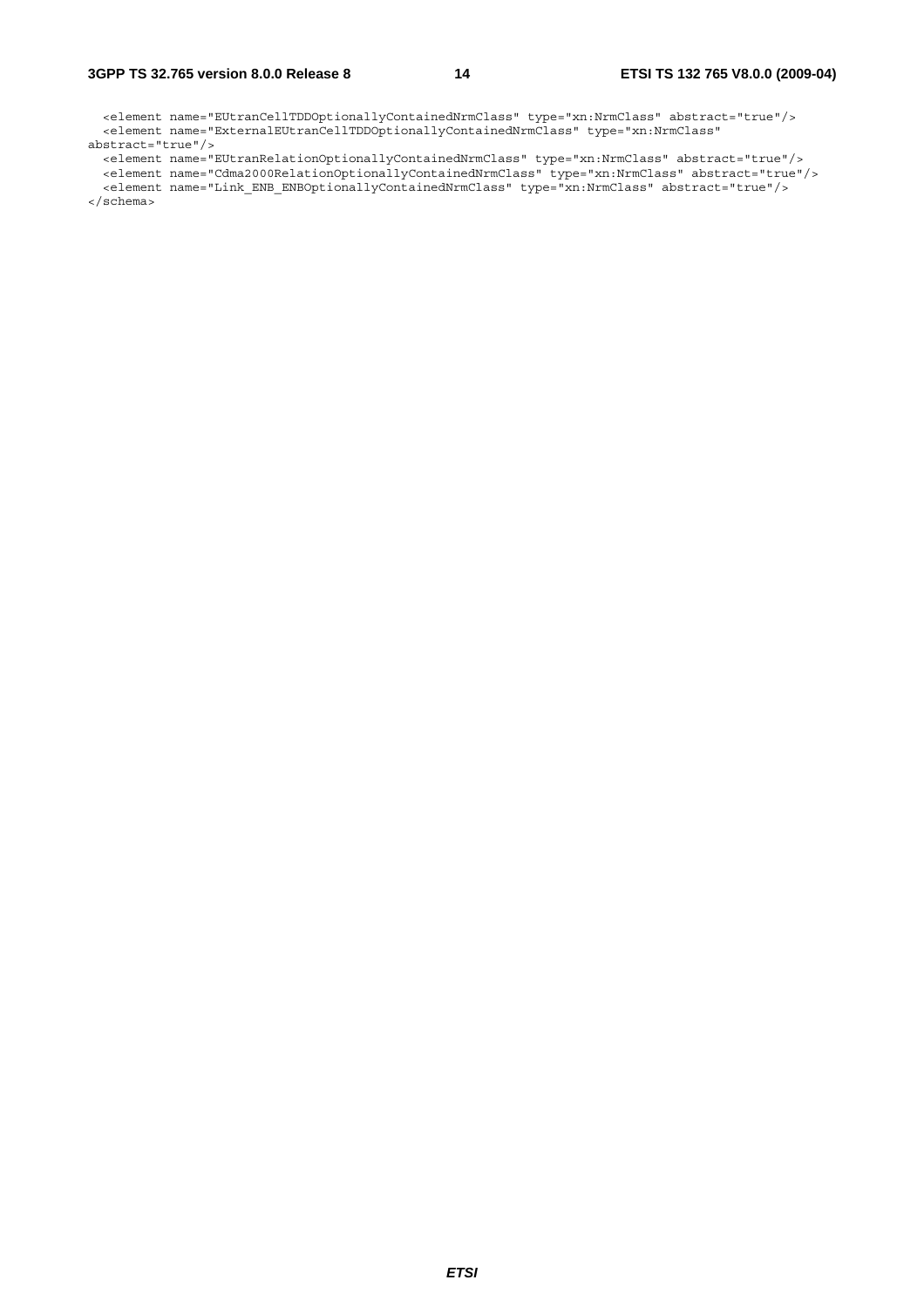```
  <element name="EUtranCellTDDOptionallyContainedNrmClass" type="xn:NrmClass" abstract="true"/>
  <element name="ExternalEUtranCellTDDOptionallyContainedNrmClass" type="xn:NrmClass"
abstract="true"/>
  <element name="EUtranRelationOptionallyContainedNrmClass" type="xn:NrmClass" abstract="true"/>
  <element name="Cdma2000RelationOptionallyContainedNrmClass" type="xn:NrmClass" abstract="true"/>
  <element name="Link_ENB_ENBOptionallyContainedNrmClass" type="xn:NrmClass" abstract="true"/>
</schema>
```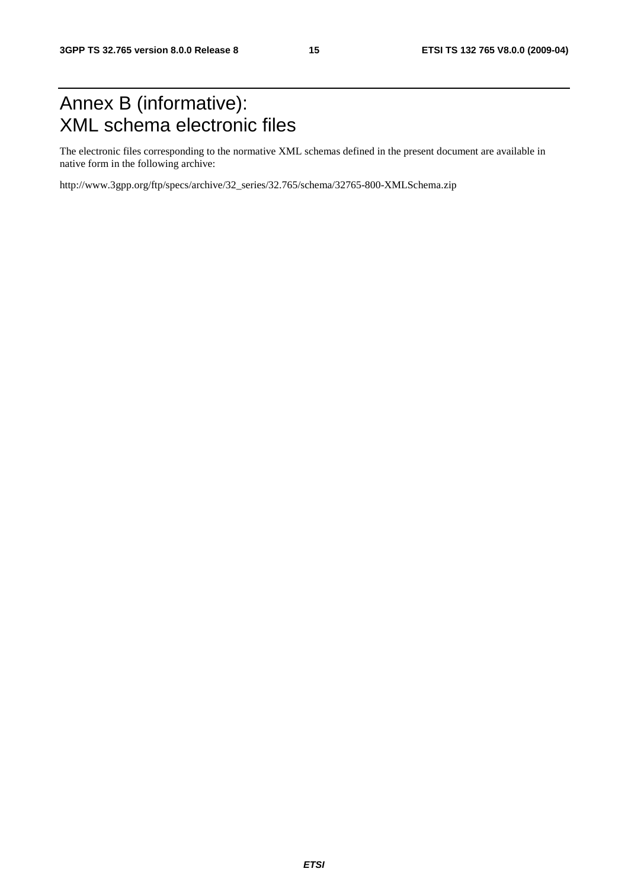# Annex B (informative): XML schema electronic files

The electronic files corresponding to the normative XML schemas defined in the present document are available in native form in the following archive:

http://www.3gpp.org/ftp/specs/archive/32_series/32.765/schema/32765-800-XMLSchema.zip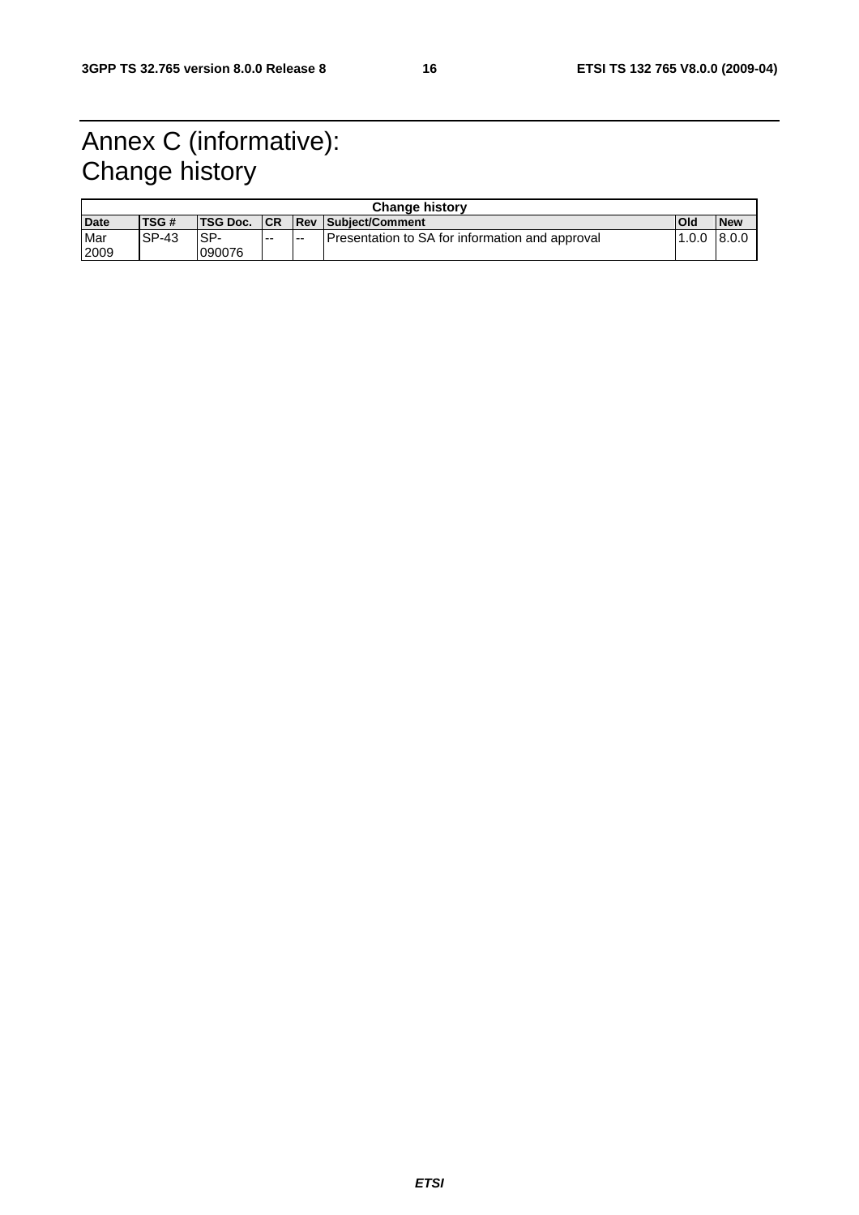# Annex C (informative): Change history

| Change history | | | | | | | |
|---|---|---|---|---|---|---|---|
| **Date** | **TSG #** | **TSG Doc.** | **CR** | **Rev** | **Subject/Comment** | **Old** | **New** |
| Mar 2009 | SP-43 | SP-090076 | -- | -- | Presentation to SA for information and approval | 1.0.0 | 8.0.0 |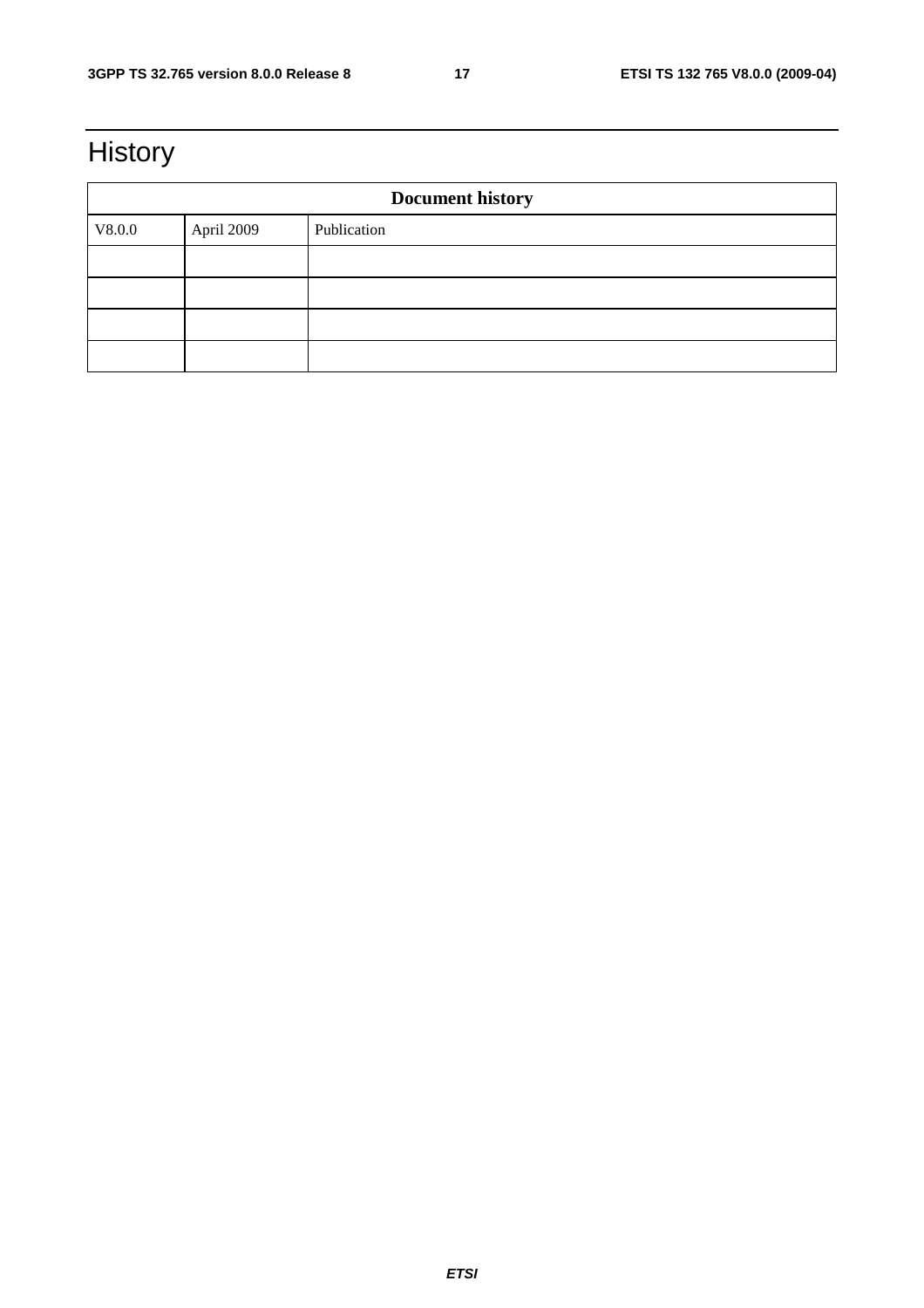# History

| Document history | | |
|---|---|---|
| V8.0.0 | April 2009 | Publication |
| | | |
| | | |
| | | |
| | | |